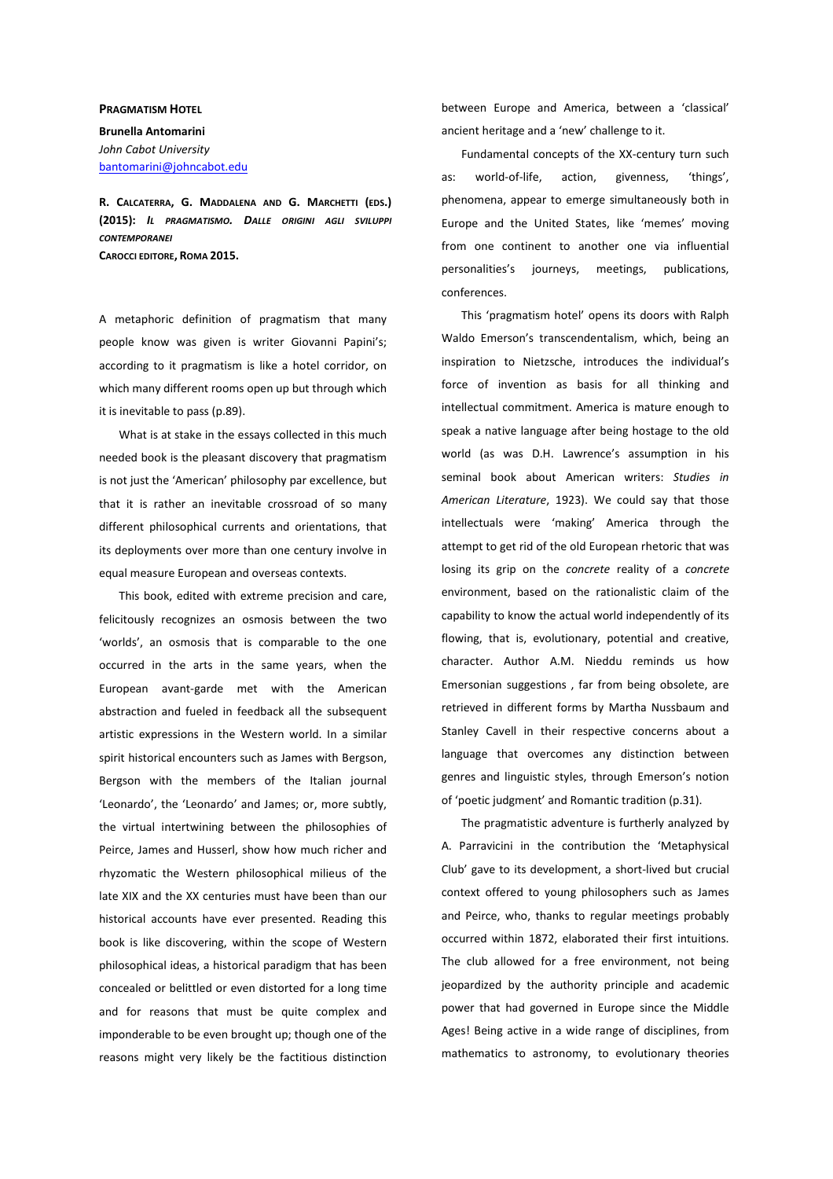**PRAGMATISM HOTEL**

**Brunella Antomarini**
*John Cabot University*
bantomarini@johncabot.edu

**R. CALCATERRA, G. MADDALENA AND G. MARCHETTI (EDS.) (2015):** ***IL PRAGMATISMO. DALLE ORIGINI AGLI SVILUPPI CONTEMPORANEI***
**CAROCCI EDITORE, ROMA 2015.**

A metaphoric definition of pragmatism that many people know was given is writer Giovanni Papini's; according to it pragmatism is like a hotel corridor, on which many different rooms open up but through which it is inevitable to pass (p.89).

What is at stake in the essays collected in this much needed book is the pleasant discovery that pragmatism is not just the 'American' philosophy par excellence, but that it is rather an inevitable crossroad of so many different philosophical currents and orientations, that its deployments over more than one century involve in equal measure European and overseas contexts.

This book, edited with extreme precision and care, felicitously recognizes an osmosis between the two 'worlds', an osmosis that is comparable to the one occurred in the arts in the same years, when the European avant-garde met with the American abstraction and fueled in feedback all the subsequent artistic expressions in the Western world. In a similar spirit historical encounters such as James with Bergson, Bergson with the members of the Italian journal 'Leonardo', the 'Leonardo' and James; or, more subtly, the virtual intertwining between the philosophies of Peirce, James and Husserl, show how much richer and rhyzomatic the Western philosophical milieus of the late XIX and the XX centuries must have been than our historical accounts have ever presented. Reading this book is like discovering, within the scope of Western philosophical ideas, a historical paradigm that has been concealed or belittled or even distorted for a long time and for reasons that must be quite complex and imponderable to be even brought up; though one of the reasons might very likely be the factitious distinction between Europe and America, between a 'classical' ancient heritage and a 'new' challenge to it.

Fundamental concepts of the XX-century turn such as: world-of-life, action, givenness, 'things', phenomena, appear to emerge simultaneously both in Europe and the United States, like 'memes' moving from one continent to another one via influential personalities's journeys, meetings, publications, conferences.

This 'pragmatism hotel' opens its doors with Ralph Waldo Emerson's transcendentalism, which, being an inspiration to Nietzsche, introduces the individual's force of invention as basis for all thinking and intellectual commitment. America is mature enough to speak a native language after being hostage to the old world (as was D.H. Lawrence's assumption in his seminal book about American writers: *Studies in American Literature*, 1923). We could say that those intellectuals were 'making' America through the attempt to get rid of the old European rhetoric that was losing its grip on the *concrete* reality of a *concrete* environment, based on the rationalistic claim of the capability to know the actual world independently of its flowing, that is, evolutionary, potential and creative, character. Author A.M. Nieddu reminds us how Emersonian suggestions , far from being obsolete, are retrieved in different forms by Martha Nussbaum and Stanley Cavell in their respective concerns about a language that overcomes any distinction between genres and linguistic styles, through Emerson's notion of 'poetic judgment' and Romantic tradition (p.31).

The pragmatistic adventure is furtherly analyzed by A. Parravicini in the contribution the 'Metaphysical Club' gave to its development, a short-lived but crucial context offered to young philosophers such as James and Peirce, who, thanks to regular meetings probably occurred within 1872, elaborated their first intuitions. The club allowed for a free environment, not being jeopardized by the authority principle and academic power that had governed in Europe since the Middle Ages! Being active in a wide range of disciplines, from mathematics to astronomy, to evolutionary theories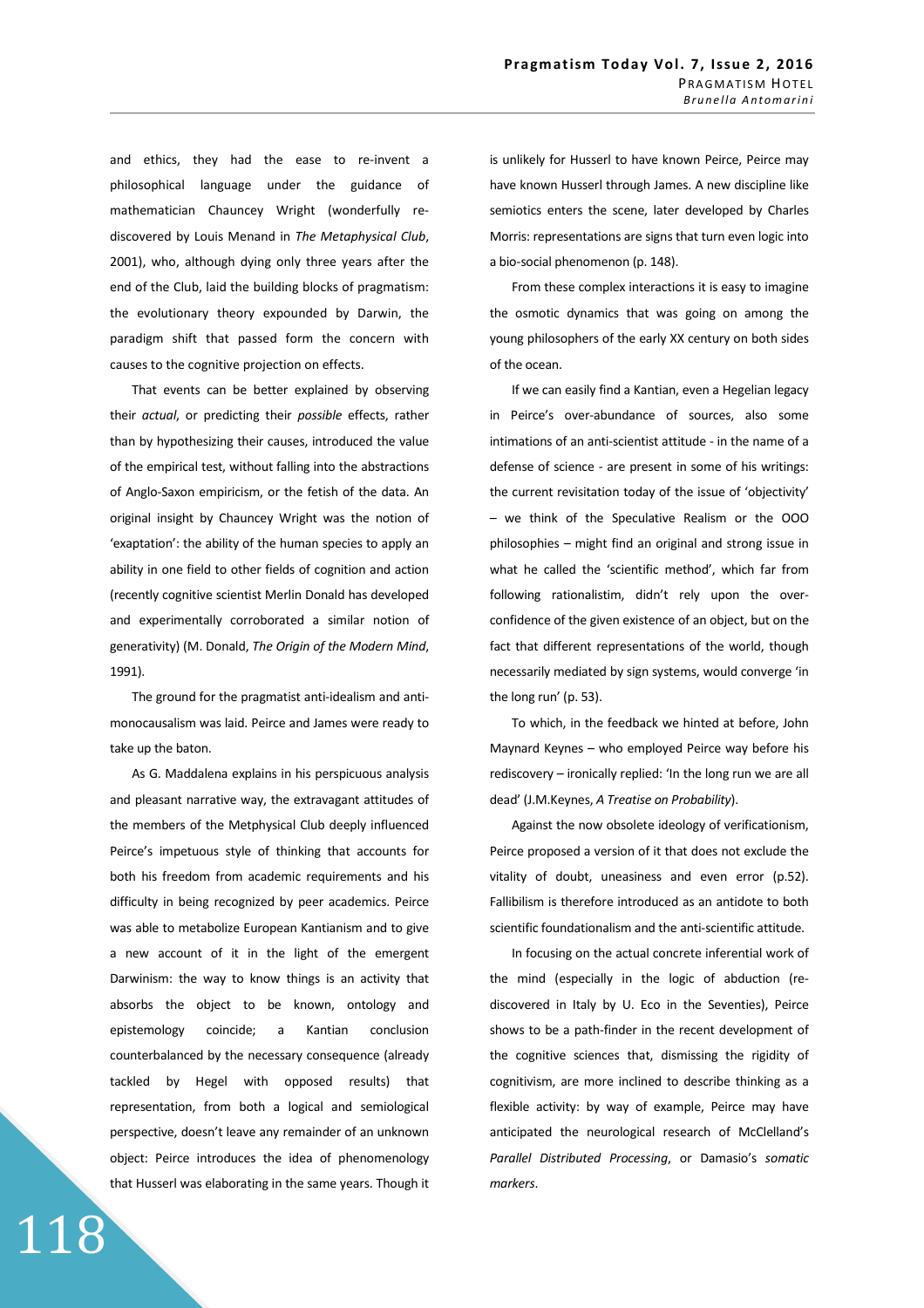and ethics, they had the ease to re-invent a philosophical language under the guidance of mathematician Chauncey Wright (wonderfully re-discovered by Louis Menand in *The Metaphysical Club*, 2001), who, although dying only three years after the end of the Club, laid the building blocks of pragmatism: the evolutionary theory expounded by Darwin, the paradigm shift that passed form the concern with causes to the cognitive projection on effects.

That events can be better explained by observing their *actual*, or predicting their *possible* effects, rather than by hypothesizing their causes, introduced the value of the empirical test, without falling into the abstractions of Anglo-Saxon empiricism, or the fetish of the data. An original insight by Chauncey Wright was the notion of 'exaptation': the ability of the human species to apply an ability in one field to other fields of cognition and action (recently cognitive scientist Merlin Donald has developed and experimentally corroborated a similar notion of generativity) (M. Donald, *The Origin of the Modern Mind*, 1991).

The ground for the pragmatist anti-idealism and anti-monocausalism was laid. Peirce and James were ready to take up the baton.

As G. Maddalena explains in his perspicuous analysis and pleasant narrative way, the extravagant attitudes of the members of the Metphysical Club deeply influenced Peirce's impetuous style of thinking that accounts for both his freedom from academic requirements and his difficulty in being recognized by peer academics. Peirce was able to metabolize European Kantianism and to give a new account of it in the light of the emergent Darwinism: the way to know things is an activity that absorbs the object to be known, ontology and epistemology coincide; a Kantian conclusion counterbalanced by the necessary consequence (already tackled by Hegel with opposed results) that representation, from both a logical and semiological perspective, doesn't leave any remainder of an unknown object: Peirce introduces the idea of phenomenology that Husserl was elaborating in the same years. Though it is unlikely for Husserl to have known Peirce, Peirce may have known Husserl through James. A new discipline like semiotics enters the scene, later developed by Charles Morris: representations are signs that turn even logic into a bio-social phenomenon (p. 148).

From these complex interactions it is easy to imagine the osmotic dynamics that was going on among the young philosophers of the early XX century on both sides of the ocean.

If we can easily find a Kantian, even a Hegelian legacy in Peirce's over-abundance of sources, also some intimations of an anti-scientist attitude - in the name of a defense of science - are present in some of his writings: the current revisitation today of the issue of 'objectivity' – we think of the Speculative Realism or the OOO philosophies – might find an original and strong issue in what he called the 'scientific method', which far from following rationalistim, didn't rely upon the over-confidence of the given existence of an object, but on the fact that different representations of the world, though necessarily mediated by sign systems, would converge 'in the long run' (p. 53).

To which, in the feedback we hinted at before, John Maynard Keynes – who employed Peirce way before his rediscovery – ironically replied: 'In the long run we are all dead' (J.M.Keynes, *A Treatise on Probability*).

Against the now obsolete ideology of verificationism, Peirce proposed a version of it that does not exclude the vitality of doubt, uneasiness and even error (p.52). Fallibilism is therefore introduced as an antidote to both scientific foundationalism and the anti-scientific attitude.

In focusing on the actual concrete inferential work of the mind (especially in the logic of abduction (re-discovered in Italy by U. Eco in the Seventies), Peirce shows to be a path-finder in the recent development of the cognitive sciences that, dismissing the rigidity of cognitivism, are more inclined to describe thinking as a flexible activity: by way of example, Peirce may have anticipated the neurological research of McClelland's *Parallel Distributed Processing*, or Damasio's *somatic markers*.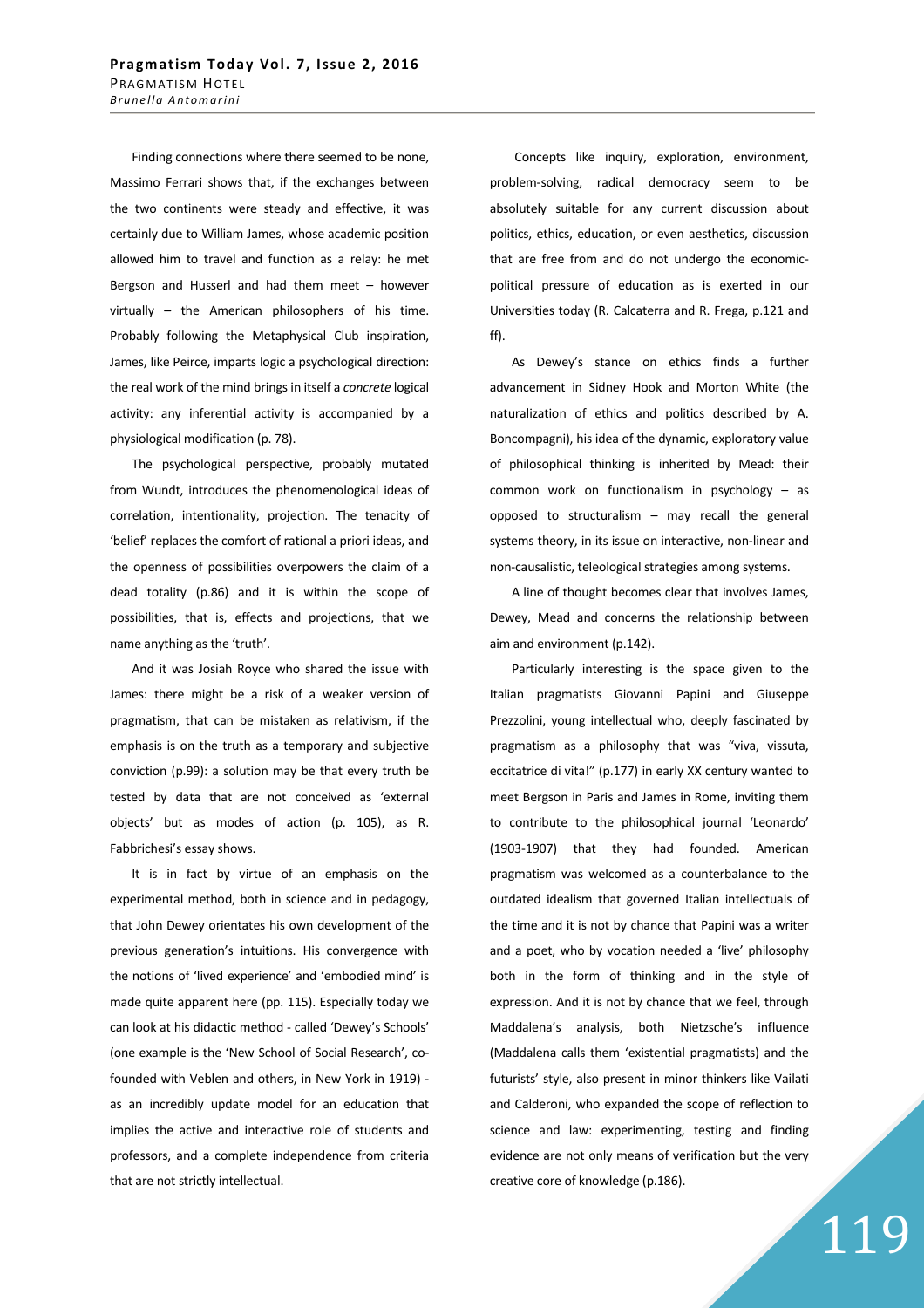Finding connections where there seemed to be none, Massimo Ferrari shows that, if the exchanges between the two continents were steady and effective, it was certainly due to William James, whose academic position allowed him to travel and function as a relay: he met Bergson and Husserl and had them meet – however virtually – the American philosophers of his time. Probably following the Metaphysical Club inspiration, James, like Peirce, imparts logic a psychological direction: the real work of the mind brings in itself a *concrete* logical activity: any inferential activity is accompanied by a physiological modification (p. 78).

The psychological perspective, probably mutated from Wundt, introduces the phenomenological ideas of correlation, intentionality, projection. The tenacity of 'belief' replaces the comfort of rational a priori ideas, and the openness of possibilities overpowers the claim of a dead totality (p.86) and it is within the scope of possibilities, that is, effects and projections, that we name anything as the 'truth'.

And it was Josiah Royce who shared the issue with James: there might be a risk of a weaker version of pragmatism, that can be mistaken as relativism, if the emphasis is on the truth as a temporary and subjective conviction (p.99): a solution may be that every truth be tested by data that are not conceived as 'external objects' but as modes of action (p. 105), as R. Fabbrichesi's essay shows.

It is in fact by virtue of an emphasis on the experimental method, both in science and in pedagogy, that John Dewey orientates his own development of the previous generation's intuitions. His convergence with the notions of 'lived experience' and 'embodied mind' is made quite apparent here (pp. 115). Especially today we can look at his didactic method - called 'Dewey's Schools' (one example is the 'New School of Social Research', co-founded with Veblen and others, in New York in 1919) - as an incredibly update model for an education that implies the active and interactive role of students and professors, and a complete independence from criteria that are not strictly intellectual.

Concepts like inquiry, exploration, environment, problem-solving, radical democracy seem to be absolutely suitable for any current discussion about politics, ethics, education, or even aesthetics, discussion that are free from and do not undergo the economic-political pressure of education as is exerted in our Universities today (R. Calcaterra and R. Frega, p.121 and ff).

As Dewey's stance on ethics finds a further advancement in Sidney Hook and Morton White (the naturalization of ethics and politics described by A. Boncompagni), his idea of the dynamic, exploratory value of philosophical thinking is inherited by Mead: their common work on functionalism in psychology – as opposed to structuralism – may recall the general systems theory, in its issue on interactive, non-linear and non-causalistic, teleological strategies among systems.

A line of thought becomes clear that involves James, Dewey, Mead and concerns the relationship between aim and environment (p.142).

Particularly interesting is the space given to the Italian pragmatists Giovanni Papini and Giuseppe Prezzolini, young intellectual who, deeply fascinated by pragmatism as a philosophy that was "viva, vissuta, eccitatrice di vita!" (p.177) in early XX century wanted to meet Bergson in Paris and James in Rome, inviting them to contribute to the philosophical journal 'Leonardo' (1903-1907) that they had founded. American pragmatism was welcomed as a counterbalance to the outdated idealism that governed Italian intellectuals of the time and it is not by chance that Papini was a writer and a poet, who by vocation needed a 'live' philosophy both in the form of thinking and in the style of expression. And it is not by chance that we feel, through Maddalena's analysis, both Nietzsche's influence (Maddalena calls them 'existential pragmatists) and the futurists' style, also present in minor thinkers like Vailati and Calderoni, who expanded the scope of reflection to science and law: experimenting, testing and finding evidence are not only means of verification but the very creative core of knowledge (p.186).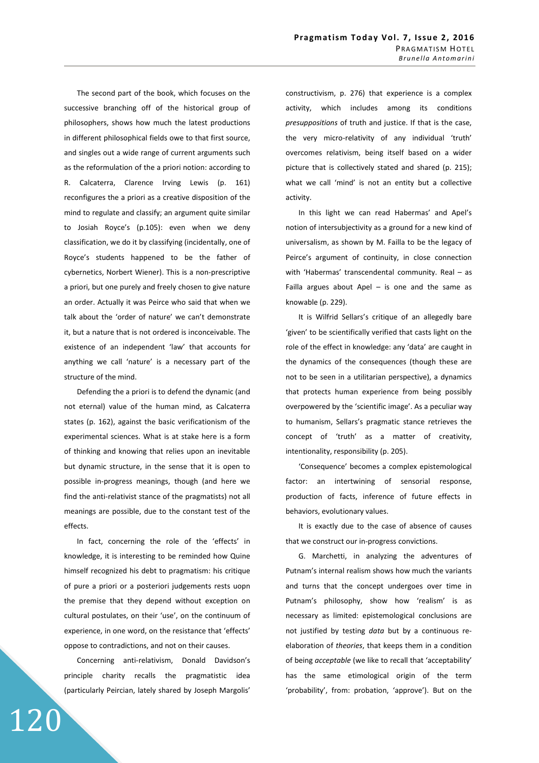The second part of the book, which focuses on the successive branching off of the historical group of philosophers, shows how much the latest productions in different philosophical fields owe to that first source, and singles out a wide range of current arguments such as the reformulation of the a priori notion: according to R. Calcaterra, Clarence Irving Lewis (p. 161) reconfigures the a priori as a creative disposition of the mind to regulate and classify; an argument quite similar to Josiah Royce's (p.105): even when we deny classification, we do it by classifying (incidentally, one of Royce's students happened to be the father of cybernetics, Norbert Wiener). This is a non-prescriptive a priori, but one purely and freely chosen to give nature an order. Actually it was Peirce who said that when we talk about the 'order of nature' we can't demonstrate it, but a nature that is not ordered is inconceivable. The existence of an independent 'law' that accounts for anything we call 'nature' is a necessary part of the structure of the mind.

Defending the a priori is to defend the dynamic (and not eternal) value of the human mind, as Calcaterra states (p. 162), against the basic verificationism of the experimental sciences. What is at stake here is a form of thinking and knowing that relies upon an inevitable but dynamic structure, in the sense that it is open to possible in-progress meanings, though (and here we find the anti-relativist stance of the pragmatists) not all meanings are possible, due to the constant test of the effects.

In fact, concerning the role of the 'effects' in knowledge, it is interesting to be reminded how Quine himself recognized his debt to pragmatism: his critique of pure a priori or a posteriori judgements rests uopn the premise that they depend without exception on cultural postulates, on their 'use', on the continuum of experience, in one word, on the resistance that 'effects' oppose to contradictions, and not on their causes.

Concerning anti-relativism, Donald Davidson's principle charity recalls the pragmatistic idea (particularly Peircian, lately shared by Joseph Margolis' constructivism, p. 276) that experience is a complex activity, which includes among its conditions *presuppositions* of truth and justice. If that is the case, the very micro-relativity of any individual 'truth' overcomes relativism, being itself based on a wider picture that is collectively stated and shared (p. 215); what we call 'mind' is not an entity but a collective activity.

In this light we can read Habermas' and Apel's notion of intersubjectivity as a ground for a new kind of universalism, as shown by M. Failla to be the legacy of Peirce's argument of continuity, in close connection with 'Habermas' transcendental community. Real – as Failla argues about Apel – is one and the same as knowable (p. 229).

It is Wilfrid Sellars's critique of an allegedly bare 'given' to be scientifically verified that casts light on the role of the effect in knowledge: any 'data' are caught in the dynamics of the consequences (though these are not to be seen in a utilitarian perspective), a dynamics that protects human experience from being possibly overpowered by the 'scientific image'. As a peculiar way to humanism, Sellars's pragmatic stance retrieves the concept of 'truth' as a matter of creativity, intentionality, responsibility (p. 205).

'Consequence' becomes a complex epistemological factor: an intertwining of sensorial response, production of facts, inference of future effects in behaviors, evolutionary values.

It is exactly due to the case of absence of causes that we construct our in-progress convictions.

G. Marchetti, in analyzing the adventures of Putnam's internal realism shows how much the variants and turns that the concept undergoes over time in Putnam's philosophy, show how 'realism' is as necessary as limited: epistemological conclusions are not justified by testing *data* but by a continuous re-elaboration of *theories*, that keeps them in a condition of being *acceptable* (we like to recall that 'acceptability' has the same etimological origin of the term 'probability', from: probation, 'approve'). But on the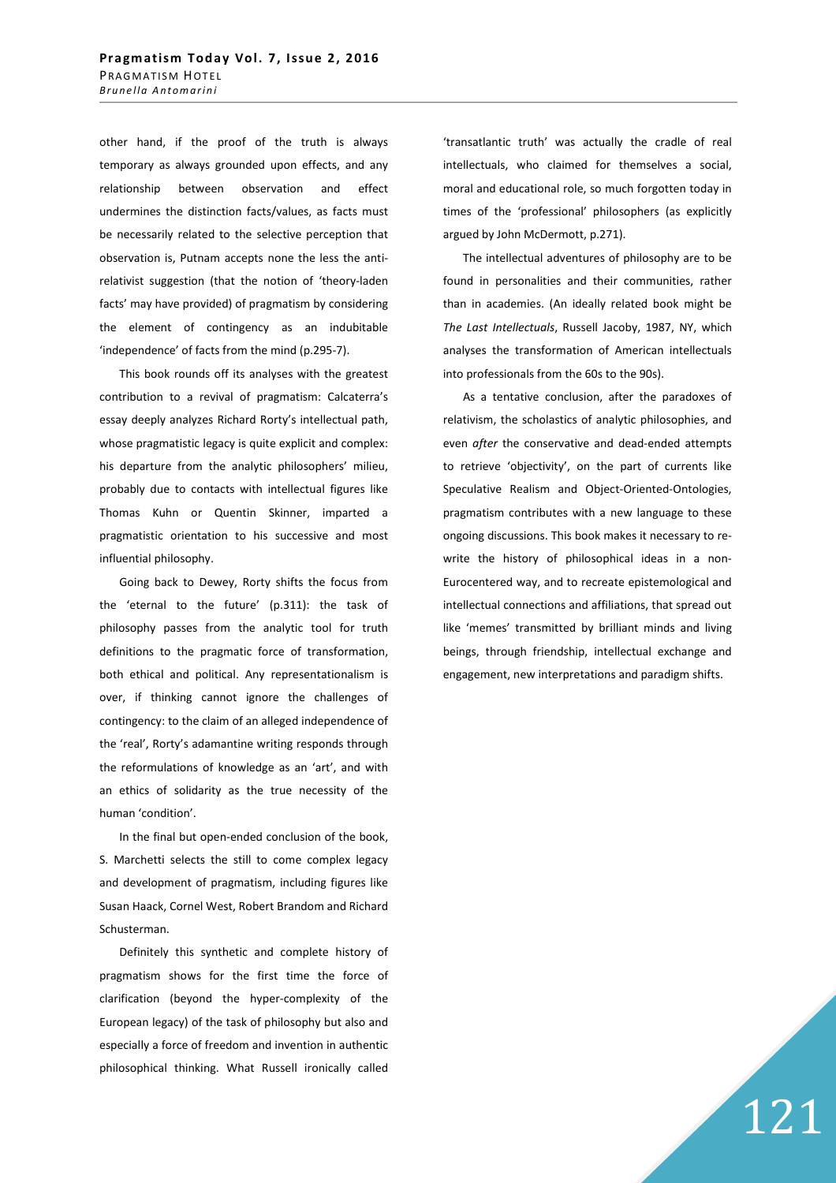other hand, if the proof of the truth is always temporary as always grounded upon effects, and any relationship between observation and effect undermines the distinction facts/values, as facts must be necessarily related to the selective perception that observation is, Putnam accepts none the less the anti-relativist suggestion (that the notion of 'theory-laden facts' may have provided) of pragmatism by considering the element of contingency as an indubitable 'independence' of facts from the mind (p.295-7).

This book rounds off its analyses with the greatest contribution to a revival of pragmatism: Calcaterra's essay deeply analyzes Richard Rorty's intellectual path, whose pragmatistic legacy is quite explicit and complex: his departure from the analytic philosophers' milieu, probably due to contacts with intellectual figures like Thomas Kuhn or Quentin Skinner, imparted a pragmatistic orientation to his successive and most influential philosophy.

Going back to Dewey, Rorty shifts the focus from the 'eternal to the future' (p.311): the task of philosophy passes from the analytic tool for truth definitions to the pragmatic force of transformation, both ethical and political. Any representationalism is over, if thinking cannot ignore the challenges of contingency: to the claim of an alleged independence of the 'real', Rorty's adamantine writing responds through the reformulations of knowledge as an 'art', and with an ethics of solidarity as the true necessity of the human 'condition'.

In the final but open-ended conclusion of the book, S. Marchetti selects the still to come complex legacy and development of pragmatism, including figures like Susan Haack, Cornel West, Robert Brandom and Richard Schusterman.

Definitely this synthetic and complete history of pragmatism shows for the first time the force of clarification (beyond the hyper-complexity of the European legacy) of the task of philosophy but also and especially a force of freedom and invention in authentic philosophical thinking. What Russell ironically called 'transatlantic truth' was actually the cradle of real intellectuals, who claimed for themselves a social, moral and educational role, so much forgotten today in times of the 'professional' philosophers (as explicitly argued by John McDermott, p.271).

The intellectual adventures of philosophy are to be found in personalities and their communities, rather than in academies. (An ideally related book might be *The Last Intellectuals*, Russell Jacoby, 1987, NY, which analyses the transformation of American intellectuals into professionals from the 60s to the 90s).

As a tentative conclusion, after the paradoxes of relativism, the scholastics of analytic philosophies, and even *after* the conservative and dead-ended attempts to retrieve 'objectivity', on the part of currents like Speculative Realism and Object-Oriented-Ontologies, pragmatism contributes with a new language to these ongoing discussions. This book makes it necessary to re-write the history of philosophical ideas in a non-Eurocentered way, and to recreate epistemological and intellectual connections and affiliations, that spread out like 'memes' transmitted by brilliant minds and living beings, through friendship, intellectual exchange and engagement, new interpretations and paradigm shifts.